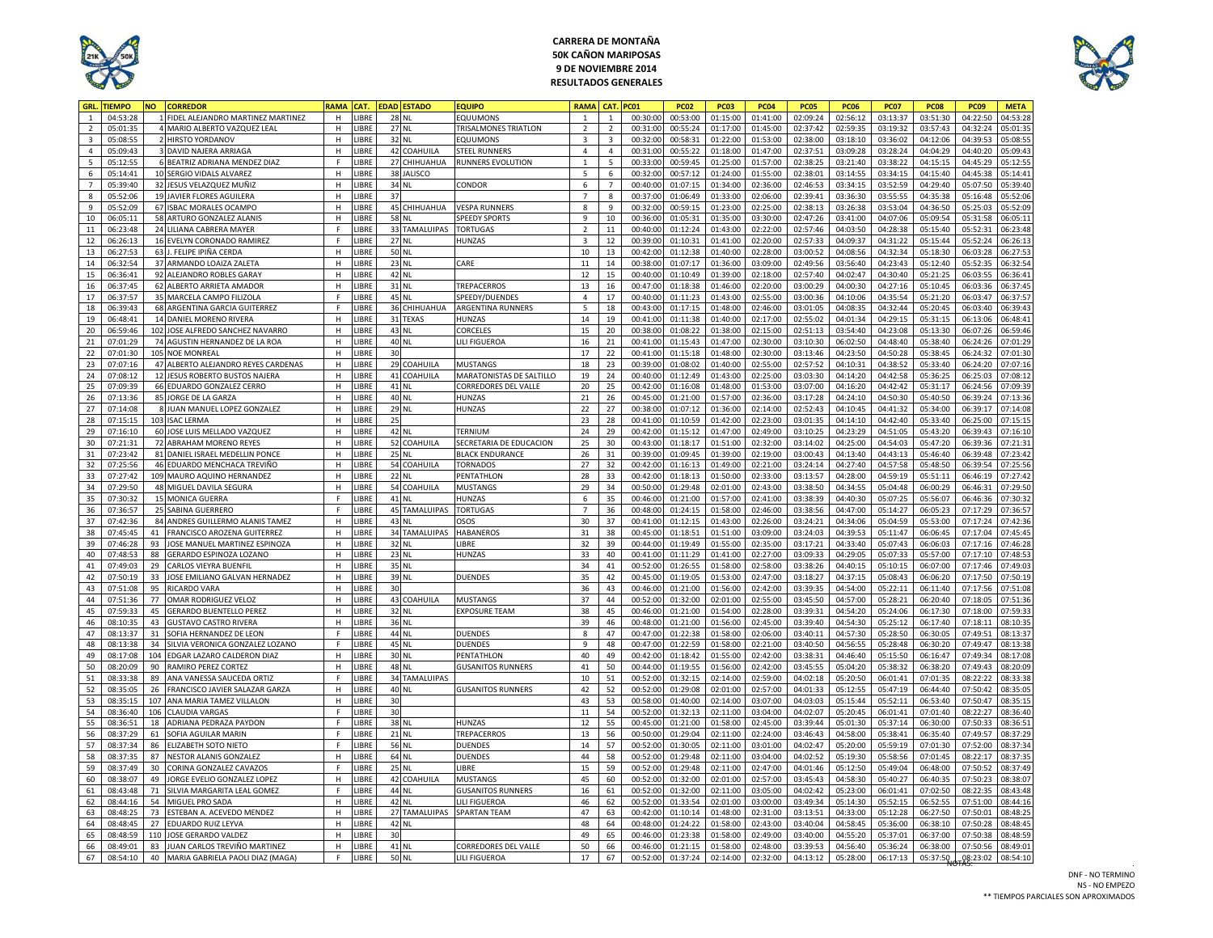# CARRERA DE MONTAÑA
## 50K CAÑON MARIPOSAS
### 9 DE NOVIEMBRE 2014
### RESULTADOS GENERALES

| GRL. | TIEMPO | NO | CORREDOR | RAMA | CAT. | EDAD | ESTADO | EQUIPO | RAMA | CAT. | PC01 | PC02 | PC03 | PC04 | PC05 | PC06 | PC07 | PC08 | PC09 | META |
|---|---|---|---|---|---|---|---|---|---|---|---|---|---|---|---|---|---|---|---|---|
| 1 | 04:53:28 | 1 | FIDEL ALEJANDRO MARTINEZ MARTINEZ | H | LIBRE | 28 | NL | EQUUMONS | 1 | 1 | 00:30:00 | 00:53:00 | 01:15:00 | 01:41:00 | 02:09:24 | 02:56:12 | 03:13:37 | 03:51:30 | 04:22:50 | 04:53:28 |
| 2 | 05:01:35 | 4 | MARIO ALBERTO VAZQUEZ LEAL | H | LIBRE | 27 | NL | TRISALMONES TRIATLON | 2 | 2 | 00:31:00 | 00:55:24 | 01:17:00 | 01:45:00 | 02:37:42 | 02:59:35 | 03:19:32 | 03:57:43 | 04:32:24 | 05:01:35 |
| 3 | 05:08:55 | 2 | HIRSTO YORDANOV | H | LIBRE | 32 | NL | EQUUMONS | 3 | 3 | 00:32:00 | 00:58:31 | 01:22:00 | 01:53:00 | 02:38:00 | 03:18:10 | 03:36:02 | 04:12:06 | 04:39:53 | 05:08:55 |
| 4 | 05:09:43 | 3 | DAVID NAJERA ARRIAGA | H | LIBRE | 42 | COAHUILA | STEEL RUNNERS | 4 | 4 | 00:31:00 | 00:55:22 | 01:18:00 | 01:47:00 | 02:37:51 | 03:09:28 | 03:28:24 | 04:04:29 | 04:40:20 | 05:09:43 |
| 5 | 05:12:55 | 6 | BEATRIZ ADRIANA MENDEZ DIAZ | F | LIBRE | 27 | CHIHUAHUA | RUNNERS EVOLUTION | 1 | 5 | 00:33:00 | 00:59:45 | 01:25:00 | 01:57:00 | 02:38:25 | 03:21:40 | 03:38:22 | 04:15:15 | 04:45:29 | 05:12:55 |
| 6 | 05:14:41 | 10 | SERGIO VIDALS ALVAREZ | H | LIBRE | 38 | JALISCO | | 5 | 6 | 00:32:00 | 00:57:12 | 01:24:00 | 01:55:00 | 02:38:01 | 03:14:55 | 03:34:15 | 04:15:40 | 04:45:38 | 05:14:41 |
| 7 | 05:39:40 | 32 | JESUS VELAZQUEZ MUÑIZ | H | LIBRE | 34 | NL | CONDOR | 6 | 7 | 00:40:00 | 01:07:15 | 01:34:00 | 02:36:00 | 02:46:53 | 03:34:15 | 03:52:59 | 04:29:40 | 05:07:50 | 05:39:40 |
| 8 | 05:52:06 | 19 | JAVIER FLORES AGUILERA | H | LIBRE | 37 | | | 7 | 8 | 00:37:00 | 01:06:49 | 01:33:00 | 02:06:00 | 02:39:41 | 03:36:30 | 03:55:55 | 04:35:38 | 05:16:48 | 05:52:06 |
| 9 | 05:52:09 | 67 | ISBAC MORALES OCAMPO | H | LIBRE | 45 | CHIHUAHUA | VESPA RUNNERS | 8 | 9 | 00:32:00 | 00:59:15 | 01:23:00 | 02:25:00 | 02:38:13 | 03:26:38 | 03:53:04 | 04:36:50 | 05:25:03 | 05:52:09 |
| 10 | 06:05:11 | 58 | ARTURO GONZALEZ ALANIS | H | LIBRE | 58 | NL | SPEEDY SPORTS | 9 | 10 | 00:36:00 | 01:05:31 | 01:35:00 | 03:30:00 | 02:47:26 | 03:41:00 | 04:07:06 | 05:09:54 | 05:31:58 | 06:05:11 |
| 11 | 06:23:48 | 24 | LILIANA CABRERA MAYER | F | LIBRE | 33 | TAMALUIPAS | TORTUGAS | 2 | 11 | 00:40:00 | 01:12:24 | 01:43:00 | 02:22:00 | 02:57:46 | 04:03:50 | 04:28:38 | 05:15:40 | 05:52:31 | 06:23:48 |
| 12 | 06:26:13 | 16 | EVELYN CORONADO RAMIREZ | F | LIBRE | 27 | NL | HUNZAS | 3 | 12 | 00:39:00 | 01:10:31 | 01:41:00 | 02:20:00 | 02:57:33 | 04:09:37 | 04:31:22 | 05:15:44 | 05:52:24 | 06:26:13 |
| 13 | 06:27:53 | 63 | J. FELIPE IPIÑA CERDA | H | LIBRE | 50 | NL | | 10 | 13 | 00:42:00 | 01:12:38 | 01:40:00 | 02:28:00 | 03:00:52 | 04:08:56 | 04:32:34 | 05:18:30 | 06:03:28 | 06:27:53 |
| 14 | 06:32:54 | 37 | ARMANDO LOAIZA ZALETA | H | LIBRE | 23 | NL | CARE | 11 | 14 | 00:38:00 | 01:07:17 | 01:36:00 | 03:09:00 | 02:49:56 | 03:56:40 | 04:23:43 | 05:12:40 | 05:52:35 | 06:32:54 |
| 15 | 06:36:41 | 92 | ALEJANDRO ROBLES GARAY | H | LIBRE | 42 | NL | | 12 | 15 | 00:40:00 | 01:10:49 | 01:39:00 | 02:18:00 | 02:57:40 | 04:02:47 | 04:30:40 | 05:21:25 | 06:03:55 | 06:36:41 |
| 16 | 06:37:45 | 62 | ALBERTO ARRIETA AMADOR | H | LIBRE | 31 | NL | TREPACERROS | 13 | 16 | 00:47:00 | 01:18:38 | 01:46:00 | 02:20:00 | 03:00:29 | 04:00:30 | 04:27:16 | 05:10:45 | 06:03:36 | 06:37:45 |
| 17 | 06:37:57 | 35 | MARCELA CAMPO FILIZOLA | F | LIBRE | 45 | NL | SPEEDY/DUENDES | 4 | 17 | 00:40:00 | 01:11:23 | 01:43:00 | 02:55:00 | 03:00:36 | 04:10:06 | 04:35:54 | 05:21:20 | 06:03:47 | 06:37:57 |
| 18 | 06:39:43 | 68 | ARGENTINA GARCIA GUITERREZ | F | LIBRE | 36 | CHIHUAHUA | ARGENTINA RUNNERS | 5 | 18 | 00:43:00 | 01:17:15 | 01:48:00 | 02:46:00 | 03:01:05 | 04:08:35 | 04:32:44 | 05:20:45 | 06:03:40 | 06:39:43 |
| 19 | 06:48:41 | 14 | DANIEL MORENO RIVERA | H | LIBRE | 31 | TEXAS | HUNZAS | 14 | 19 | 00:41:00 | 01:11:38 | 01:40:00 | 02:17:00 | 02:55:02 | 04:01:34 | 04:29:15 | 05:31:15 | 06:13:06 | 06:48:41 |
| 20 | 06:59:46 | 102 | JOSE ALFREDO SANCHEZ NAVARRO | H | LIBRE | 43 | NL | CORCELES | 15 | 20 | 00:38:00 | 01:08:22 | 01:38:00 | 02:15:00 | 02:51:13 | 03:54:40 | 04:23:08 | 05:13:30 | 06:07:26 | 06:59:46 |
| 21 | 07:01:29 | 74 | AGUSTIN HERNANDEZ DE LA ROA | H | LIBRE | 40 | NL | LILI FIGUEROA | 16 | 21 | 00:41:00 | 01:15:43 | 01:47:00 | 02:30:00 | 03:10:30 | 06:02:50 | 04:48:40 | 05:38:40 | 06:24:26 | 07:01:29 |
| 22 | 07:01:30 | 105 | NOE MONREAL | H | LIBRE | 30 | | | 17 | 22 | 00:41:00 | 01:15:18 | 01:48:00 | 02:30:00 | 03:13:46 | 04:23:50 | 04:50:28 | 05:38:45 | 06:24:32 | 07:01:30 |
| 23 | 07:07:16 | 47 | ALBERTO ALEJANDRO REYES CARDENAS | H | LIBRE | 29 | COAHUILA | MUSTANGS | 18 | 23 | 00:39:00 | 01:08:02 | 01:40:00 | 02:55:00 | 02:57:52 | 04:10:31 | 04:38:52 | 05:33:40 | 06:24:20 | 07:07:16 |
| 24 | 07:08:12 | 12 | JESUS ROBERTO BUSTOS NAJERA | H | LIBRE | 41 | COAHUILA | MARATONISTAS DE SALTILLO | 19 | 24 | 00:40:00 | 01:12:49 | 01:43:00 | 02:25:00 | 03:03:30 | 04:14:20 | 04:42:58 | 05:36:25 | 06:25:03 | 07:08:12 |
| 25 | 07:09:39 | 66 | EDUARDO GONZALEZ CERRO | H | LIBRE | 41 | NL | CORREDORES DEL VALLE | 20 | 25 | 00:42:00 | 01:16:08 | 01:48:00 | 01:53:00 | 03:07:00 | 04:16:20 | 04:42:42 | 05:31:17 | 06:24:56 | 07:09:39 |
| 26 | 07:13:36 | 85 | JORGE DE LA GARZA | H | LIBRE | 40 | NL | HUNZAS | 21 | 26 | 00:45:00 | 01:21:00 | 01:57:00 | 02:36:00 | 03:17:28 | 04:24:10 | 04:50:30 | 05:40:50 | 06:39:24 | 07:13:36 |
| 27 | 07:14:08 | 8 | JUAN MANUEL LOPEZ GONZALEZ | H | LIBRE | 29 | NL | HUNZAS | 22 | 27 | 00:38:00 | 01:07:12 | 01:36:00 | 02:14:00 | 02:52:43 | 04:10:45 | 04:41:32 | 05:34:00 | 06:39:17 | 07:14:08 |
| 28 | 07:15:15 | 103 | ISAC LERMA | H | LIBRE | 25 | | | 23 | 28 | 00:41:00 | 01:10:59 | 01:42:00 | 02:23:00 | 03:01:35 | 04:14:10 | 04:42:40 | 05:33:40 | 06:25:00 | 07:15:15 |
| 29 | 07:16:10 | 60 | JOSE LUIS MELLADO VAZQUEZ | H | LIBRE | 42 | NL | TERNIUM | 24 | 29 | 00:42:00 | 01:15:12 | 01:47:00 | 02:49:00 | 03:10:25 | 04:23:29 | 04:51:05 | 05:43:20 | 06:39:43 | 07:16:10 |
| 30 | 07:21:31 | 72 | ABRAHAM MORENO REYES | H | LIBRE | 52 | COAHUILA | SECRETARIA DE EDUCACION | 25 | 30 | 00:43:00 | 01:18:17 | 01:51:00 | 02:32:00 | 03:14:02 | 04:25:00 | 04:54:03 | 05:47:20 | 06:39:36 | 07:21:31 |
| 31 | 07:23:42 | 81 | DANIEL ISRAEL MEDELLIN PONCE | H | LIBRE | 25 | NL | BLACK ENDURANCE | 26 | 31 | 00:39:00 | 01:09:45 | 01:39:00 | 02:19:00 | 03:00:43 | 04:13:40 | 04:43:13 | 05:46:40 | 06:39:48 | 07:23:42 |
| 32 | 07:25:56 | 46 | EDUARDO MENCHACA TREVIÑO | H | LIBRE | 54 | COAHUILA | TORNADOS | 27 | 32 | 00:42:00 | 01:16:13 | 01:49:00 | 02:21:00 | 03:24:14 | 04:27:40 | 04:57:58 | 05:48:50 | 06:39:54 | 07:25:56 |
| 33 | 07:27:42 | 109 | MAURO AQUINO HERNANDEZ | H | LIBRE | 22 | NL | PENTATHLON | 28 | 33 | 00:42:00 | 01:18:13 | 01:50:00 | 02:33:00 | 03:13:57 | 04:28:00 | 04:59:19 | 05:51:11 | 06:46:19 | 07:27:42 |
| 34 | 07:29:50 | 48 | MIGUEL DAVILA SEGURA | H | LIBRE | 54 | COAHUILA | MUSTANGS | 29 | 34 | 00:50:00 | 01:29:48 | 02:01:00 | 02:43:00 | 03:38:50 | 04:34:55 | 05:04:48 | 06:00:29 | 06:46:31 | 07:29:50 |
| 35 | 07:30:32 | 15 | MONICA GUERRA | F | LIBRE | 41 | NL | HUNZAS | 6 | 35 | 00:46:00 | 01:21:00 | 01:57:00 | 02:41:00 | 03:38:39 | 04:40:30 | 05:07:25 | 05:56:07 | 06:46:36 | 07:30:32 |
| 36 | 07:36:57 | 25 | SABINA GUERRERO | F | LIBRE | 45 | TAMALUIPAS | TORTUGAS | 7 | 36 | 00:48:00 | 01:24:15 | 01:58:00 | 02:46:00 | 03:38:56 | 04:47:00 | 05:14:27 | 06:05:23 | 07:17:29 | 07:36:57 |
| 37 | 07:42:36 | 84 | ANDRES GUILLERMO ALANIS TAMEZ | H | LIBRE | 43 | NL | OSOS | 30 | 37 | 00:41:00 | 01:12:15 | 01:43:00 | 02:26:00 | 03:24:21 | 04:34:06 | 05:04:59 | 05:53:00 | 07:17:24 | 07:42:36 |
| 38 | 07:45:45 | 41 | FRANCISCO AROZENA GUITERREZ | H | LIBRE | 34 | TAMALUIPAS | HABANEROS | 31 | 38 | 00:45:00 | 01:18:51 | 01:51:00 | 03:09:00 | 03:24:03 | 04:39:53 | 05:11:47 | 06:06:45 | 07:17:04 | 07:45:45 |
| 39 | 07:46:28 | 93 | JOSE MANUEL MARTINEZ ESPINOZA | H | LIBRE | 32 | NL | LIBRE | 32 | 39 | 00:44:00 | 01:19:49 | 01:55:00 | 02:35:00 | 03:17:21 | 04:33:40 | 05:07:43 | 06:06:03 | 07:17:16 | 07:46:28 |
| 40 | 07:48:53 | 88 | GERARDO ESPINOZA LOZANO | H | LIBRE | 23 | NL | HUNZAS | 33 | 40 | 00:41:00 | 01:11:29 | 01:41:00 | 02:27:00 | 03:09:33 | 04:29:05 | 05:07:33 | 05:57:00 | 07:17:10 | 07:48:53 |
| 41 | 07:49:03 | 29 | CARLOS VIEYRA BUENFIL | H | LIBRE | 35 | NL | | 34 | 41 | 00:52:00 | 01:26:55 | 01:58:00 | 02:58:00 | 03:38:26 | 04:40:15 | 05:10:15 | 06:07:00 | 07:17:46 | 07:49:03 |
| 42 | 07:50:19 | 33 | JOSE EMILIANO GALVAN HERNANDEZ | H | LIBRE | 39 | NL | DUENDES | 35 | 42 | 00:45:00 | 01:19:05 | 01:53:00 | 02:47:00 | 03:18:27 | 04:37:15 | 05:08:43 | 06:06:20 | 07:17:50 | 07:50:19 |
| 43 | 07:51:08 | 95 | RICARDO VARA | H | LIBRE | 30 | | | 36 | 43 | 00:46:00 | 01:21:00 | 01:56:00 | 02:42:00 | 03:39:35 | 04:54:00 | 05:22:11 | 06:11:40 | 07:17:56 | 07:51:08 |
| 44 | 07:51:36 | 77 | OMAR RODRIGUEZ VELOZ | H | LIBRE | 43 | COAHUILA | MUSTANGS | 37 | 44 | 00:52:00 | 01:32:00 | 02:01:00 | 02:55:00 | 03:45:50 | 04:57:00 | 05:28:21 | 06:20:40 | 07:18:05 | 07:51:36 |
| 45 | 07:59:33 | 45 | GERARDO BUENTELLO PEREZ | H | LIBRE | 32 | NL | EXPOSURE TEAM | 38 | 45 | 00:46:00 | 01:21:00 | 01:54:00 | 02:28:00 | 03:39:31 | 04:54:20 | 05:24:06 | 06:17:30 | 07:18:00 | 07:59:33 |
| 46 | 08:10:35 | 43 | GUSTAVO CASTRO RIVERA | H | LIBRE | 36 | NL | | 39 | 46 | 00:48:00 | 01:21:00 | 01:56:00 | 02:45:00 | 03:39:40 | 04:54:30 | 05:25:12 | 06:17:40 | 07:18:11 | 08:10:35 |
| 47 | 08:13:37 | 31 | SOFIA HERNANDEZ DE LEON | F | LIBRE | 44 | NL | DUENDES | 8 | 47 | 00:47:00 | 01:22:38 | 01:58:00 | 02:06:00 | 03:40:11 | 04:57:30 | 05:28:50 | 06:30:05 | 07:49:51 | 08:13:37 |
| 48 | 08:13:38 | 34 | SILVIA VERONICA GONZALEZ LOZANO | F | LIBRE | 45 | NL | DUENDES | 9 | 48 | 00:47:00 | 01:22:59 | 01:58:00 | 02:21:00 | 03:40:50 | 04:56:55 | 05:28:48 | 06:30:20 | 07:49:47 | 08:13:38 |
| 49 | 08:17:08 | 104 | EDGAR LAZARO CALDERON DIAZ | H | LIBRE | 30 | NL | PENTATHLON | 40 | 49 | 00:42:00 | 01:18:42 | 01:55:00 | 02:42:00 | 03:38:31 | 04:46:40 | 05:15:50 | 06:16:47 | 07:49:34 | 08:17:08 |
| 50 | 08:20:09 | 90 | RAMIRO PEREZ CORTEZ | H | LIBRE | 48 | NL | GUSANITOS RUNNERS | 41 | 50 | 00:44:00 | 01:19:55 | 01:56:00 | 02:42:00 | 03:45:55 | 05:04:20 | 05:38:32 | 06:38:20 | 07:49:43 | 08:20:09 |
| 51 | 08:33:38 | 89 | ANA VANESSA SAUCEDA ORTIZ | F | LIBRE | 34 | TAMALUIPAS | | 10 | 51 | 00:52:00 | 01:32:15 | 02:14:00 | 02:59:00 | 04:02:18 | 05:20:50 | 06:01:41 | 07:01:35 | 08:22:22 | 08:33:38 |
| 52 | 08:35:05 | 26 | FRANCISCO JAVIER SALAZAR GARZA | H | LIBRE | 40 | NL | GUSANITOS RUNNERS | 42 | 52 | 00:52:00 | 01:29:08 | 02:01:00 | 02:57:00 | 04:01:33 | 05:12:55 | 05:47:19 | 06:44:40 | 07:50:42 | 08:35:05 |
| 53 | 08:35:15 | 107 | ANA MARIA TAMEZ VILLALON | H | LIBRE | 30 | | | 43 | 53 | 00:58:00 | 01:40:00 | 02:14:00 | 03:07:00 | 04:03:03 | 05:15:44 | 05:52:11 | 06:53:40 | 07:50:47 | 08:35:15 |
| 54 | 08:36:40 | 106 | CLAUDIA VARGAS | F | LIBRE | 30 | | | 11 | 54 | 00:52:00 | 01:32:13 | 02:11:00 | 03:04:00 | 04:02:07 | 05:20:45 | 06:01:41 | 07:01:40 | 08:22:27 | 08:36:40 |
| 55 | 08:36:51 | 18 | ADRIANA PEDRAZA PAYDON | F | LIBRE | 38 | NL | HUNZAS | 12 | 55 | 00:45:00 | 01:21:00 | 01:58:00 | 02:45:00 | 03:39:44 | 05:01:30 | 05:37:14 | 06:30:00 | 07:50:33 | 08:36:51 |
| 56 | 08:37:29 | 61 | SOFIA AGUILAR MARIN | F | LIBRE | 21 | NL | TREPACERROS | 13 | 56 | 00:50:00 | 01:29:04 | 02:11:00 | 02:24:00 | 03:46:43 | 04:58:00 | 05:38:41 | 06:35:40 | 07:49:57 | 08:37:29 |
| 57 | 08:37:34 | 86 | ELIZABETH SOTO NIETO | F | LIBRE | 56 | NL | DUENDES | 14 | 57 | 00:52:00 | 01:30:05 | 02:11:00 | 03:01:00 | 04:02:47 | 05:20:00 | 05:59:19 | 07:01:30 | 07:52:00 | 08:37:34 |
| 58 | 08:37:35 | 87 | NESTOR ALANIS GONZALEZ | H | LIBRE | 64 | NL | DUENDES | 44 | 58 | 00:52:00 | 01:29:48 | 02:11:00 | 03:04:00 | 04:02:52 | 05:19:30 | 05:58:56 | 07:01:45 | 08:22:17 | 08:37:35 |
| 59 | 08:37:49 | 30 | CORINA GONZALEZ CAVAZOS | F | LIBRE | 25 | NL | LIBRE | 15 | 59 | 00:52:00 | 01:29:48 | 02:11:00 | 02:47:00 | 04:01:46 | 05:12:50 | 05:49:04 | 06:48:00 | 07:50:52 | 08:37:49 |
| 60 | 08:38:07 | 49 | JORGE EVELIO GONZALEZ LOPEZ | H | LIBRE | 42 | COAHUILA | MUSTANGS | 45 | 60 | 00:52:00 | 01:32:00 | 02:01:00 | 02:57:00 | 03:45:43 | 04:58:30 | 05:40:27 | 06:40:35 | 07:50:23 | 08:38:07 |
| 61 | 08:43:48 | 71 | SILVIA MARGARITA LEAL GOMEZ | F | LIBRE | 44 | NL | GUSANITOS RUNNERS | 16 | 61 | 00:52:00 | 01:32:00 | 02:11:00 | 03:05:00 | 04:02:42 | 05:23:00 | 06:01:41 | 07:02:50 | 08:22:35 | 08:43:48 |
| 62 | 08:44:16 | 54 | MIGUEL PRO SADA | H | LIBRE | 42 | NL | LILI FIGUEROA | 46 | 62 | 00:52:00 | 01:33:54 | 02:01:00 | 03:00:00 | 03:49:34 | 05:14:30 | 05:52:15 | 06:52:55 | 07:51:00 | 08:44:16 |
| 63 | 08:48:25 | 73 | ESTEBAN A. ACEVEDO MENDEZ | H | LIBRE | 27 | TAMALUIPAS | SPARTAN TEAM | 47 | 63 | 00:42:00 | 01:10:14 | 01:48:00 | 02:31:00 | 03:13:51 | 04:33:00 | 05:12:28 | 06:27:50 | 07:50:01 | 08:48:25 |
| 64 | 08:48:45 | 27 | EDUARDO RUIZ LEYVA | H | LIBRE | 42 | NL | | 48 | 64 | 00:48:00 | 01:24:22 | 01:58:00 | 02:43:00 | 03:40:04 | 04:58:45 | 05:36:00 | 06:38:10 | 07:50:28 | 08:48:45 |
| 65 | 08:48:59 | 110 | JOSE GERARDO VALDEZ | H | LIBRE | 30 | | | 49 | 65 | 00:46:00 | 01:23:38 | 01:58:00 | 02:49:00 | 03:40:00 | 04:55:20 | 05:37:01 | 06:37:00 | 07:50:38 | 08:48:59 |
| 66 | 08:49:01 | 83 | JUAN CARLOS TREVIÑO MARTINEZ | H | LIBRE | 41 | NL | CORREDORES DEL VALLE | 50 | 66 | 00:46:00 | 01:21:15 | 01:58:00 | 02:48:00 | 03:39:53 | 04:56:40 | 05:36:24 | 06:38:00 | 07:50:56 | 08:49:01 |
| 67 | 08:54:10 | 40 | MARIA GABRIELA PAOLI DIAZ (MAGA) | F | LIBRE | 50 | NL | LILI FIGUEROA | 17 | 67 | 00:52:00 | 01:37:24 | 02:14:00 | 02:32:00 | 04:13:12 | 05:28:00 | 06:17:13 | 05:37:50 | 08:23:02 | 08:54:10 |

NOTAS:

DNF - NO TERMINO
NS - NO EMPEZO
** TIEMPOS PARCIALES SON APROXIMADOS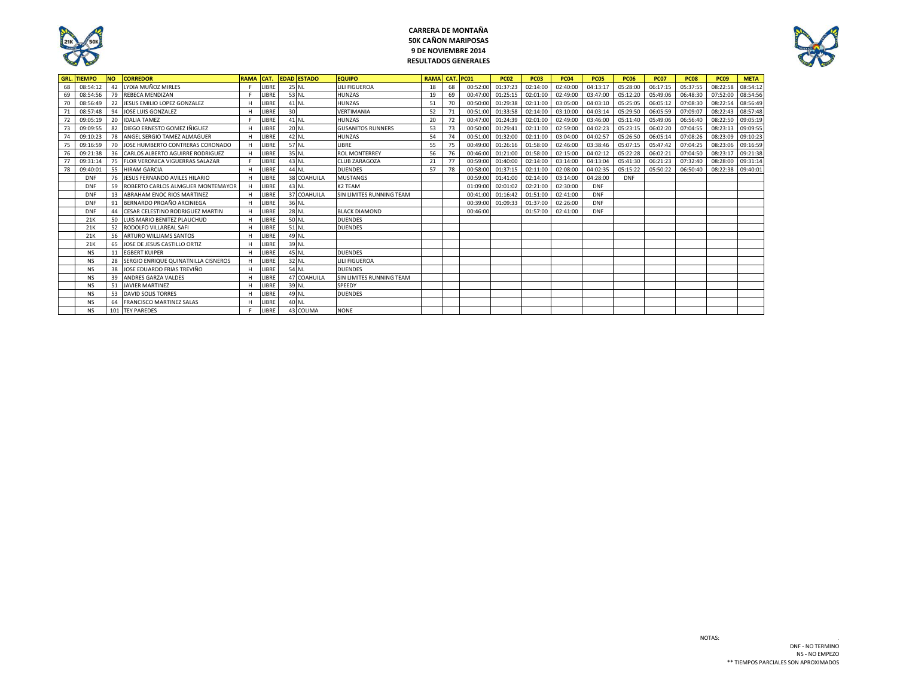# CARRERA DE MONTAÑA
## 50K CAÑON MARIPOSAS
## 9 DE NOVIEMBRE 2014
## RESULTADOS GENERALES

| GRL. | TIEMPO | NO | CORREDOR | RAMA | CAT. | EDAD | ESTADO | EQUIPO | RAMA | CAT. | PC01 | PC02 | PC03 | PC04 | PC05 | PC06 | PC07 | PC08 | PC09 | META |
|---|---|---|---|---|---|---|---|---|---|---|---|---|---|---|---|---|---|---|---|---|
| 68 | 08:54:12 | 42 | LYDIA MUÑOZ MIRLES | F | LIBRE | 25 | NL | LILI FIGUEROA | 18 | 68 | 00:52:00 | 01:37:23 | 02:14:00 | 02:40:00 | 04:13:17 | 05:28:00 | 06:17:15 | 05:37:55 | 08:22:58 | 08:54:12 |
| 69 | 08:54:56 | 79 | REBECA MENDIZAN | F | LIBRE | 53 | NL | HUNZAS | 19 | 69 | 00:47:00 | 01:25:15 | 02:01:00 | 02:49:00 | 03:47:00 | 05:12:20 | 05:49:06 | 06:48:30 | 07:52:00 | 08:54:56 |
| 70 | 08:56:49 | 22 | JESUS EMILIO LOPEZ GONZALEZ | H | LIBRE | 41 | NL | HUNZAS | 51 | 70 | 00:50:00 | 01:29:38 | 02:11:00 | 03:05:00 | 04:03:10 | 05:25:05 | 06:05:12 | 07:08:30 | 08:22:54 | 08:56:49 |
| 71 | 08:57:48 | 94 | JOSE LUIS GONZALEZ | H | LIBRE | 30 | | VERTIMANIA | 52 | 71 | 00:51:00 | 01:33:58 | 02:14:00 | 03:10:00 | 04:03:14 | 05:29:50 | 06:05:59 | 07:09:07 | 08:22:43 | 08:57:48 |
| 72 | 09:05:19 | 20 | IDALIA TAMEZ | F | LIBRE | 41 | NL | HUNZAS | 20 | 72 | 00:47:00 | 01:24:39 | 02:01:00 | 02:49:00 | 03:46:00 | 05:11:40 | 05:49:06 | 06:56:40 | 08:22:50 | 09:05:19 |
| 73 | 09:09:55 | 82 | DIEGO ERNESTO GOMEZ IÑIGUEZ | H | LIBRE | 20 | NL | GUSANITOS RUNNERS | 53 | 73 | 00:50:00 | 01:29:41 | 02:11:00 | 02:59:00 | 04:02:23 | 05:23:15 | 06:02:20 | 07:04:55 | 08:23:13 | 09:09:55 |
| 74 | 09:10:23 | 78 | ANGEL SERGIO TAMEZ ALMAGUER | H | LIBRE | 42 | NL | HUNZAS | 54 | 74 | 00:51:00 | 01:32:00 | 02:11:00 | 03:04:00 | 04:02:57 | 05:26:50 | 06:05:14 | 07:08:26 | 08:23:09 | 09:10:23 |
| 75 | 09:16:59 | 70 | JOSE HUMBERTO CONTRERAS CORONADO | H | LIBRE | 57 | NL | LIBRE | 55 | 75 | 00:49:00 | 01:26:16 | 01:58:00 | 02:46:00 | 03:38:46 | 05:07:15 | 05:47:42 | 07:04:25 | 08:23:06 | 09:16:59 |
| 76 | 09:21:38 | 36 | CARLOS ALBERTO AGUIRRE RODRIGUEZ | H | LIBRE | 35 | NL | ROL MONTERREY | 56 | 76 | 00:46:00 | 01:21:00 | 01:58:00 | 02:15:00 | 04:02:12 | 05:22:28 | 06:02:21 | 07:04:50 | 08:23:17 | 09:21:38 |
| 77 | 09:31:14 | 75 | FLOR VERONICA VIGUERRAS SALAZAR | F | LIBRE | 43 | NL | CLUB ZARAGOZA | 21 | 77 | 00:59:00 | 01:40:00 | 02:14:00 | 03:14:00 | 04:13:04 | 05:41:30 | 06:21:23 | 07:32:40 | 08:28:00 | 09:31:14 |
| 78 | 09:40:01 | 55 | HIRAM GARCIA | H | LIBRE | 44 | NL | DUENDES | 57 | 78 | 00:58:00 | 01:37:15 | 02:11:00 | 02:08:00 | 04:02:35 | 05:15:22 | 05:50:22 | 06:50:40 | 08:22:38 | 09:40:01 |
| | DNF | 76 | JESUS FERNANDO AVILES HILARIO | H | LIBRE | 38 | COAHUILA | MUSTANGS | | | 00:59:00 | 01:41:00 | 02:14:00 | 03:14:00 | 04:28:00 | DNF | | | | |
| | DNF | 59 | ROBERTO CARLOS ALMGUER MONTEMAYOR | H | LIBRE | 43 | NL | K2 TEAM | | | 01:09:00 | 02:01:02 | 02:21:00 | 02:30:00 | DNF | | | | | |
| | DNF | 13 | ABRAHAM ENOC RIOS MARTINEZ | H | LIBRE | 37 | COAHUILA | SIN LIMITES RUNNING TEAM | | | 00:41:00 | 01:16:42 | 01:51:00 | 02:41:00 | DNF | | | | | |
| | DNF | 91 | BERNARDO PROAÑO ARCINIEGA | H | LIBRE | 36 | NL | | | | 00:39:00 | 01:09:33 | 01:37:00 | 02:26:00 | DNF | | | | | |
| | DNF | 44 | CESAR CELESTINO RODRIGUEZ MARTIN | H | LIBRE | 28 | NL | BLACK DIAMOND | | | 00:46:00 | | 01:57:00 | 02:41:00 | DNF | | | | | |
| | 21K | 50 | LUIS MARIO BENITEZ PLAUCHUD | H | LIBRE | 50 | NL | DUENDES | | | | | | | | | | | | |
| | 21K | 52 | RODOLFO VILLAREAL SAFI | H | LIBRE | 51 | NL | DUENDES | | | | | | | | | | | | |
| | 21K | 56 | ARTURO WILLIAMS SANTOS | H | LIBRE | 49 | NL | | | | | | | | | | | | | |
| | 21K | 65 | JOSE DE JESUS CASTILLO ORTIZ | H | LIBRE | 39 | NL | | | | | | | | | | | | | |
| | NS | 11 | EGBERT KUIPER | H | LIBRE | 45 | NL | DUENDES | | | | | | | | | | | | |
| | NS | 28 | SERGIO ENRIQUE QUINATNILLA CISNEROS | H | LIBRE | 32 | NL | LILI FIGUEROA | | | | | | | | | | | | |
| | NS | 38 | JOSE EDUARDO FRIAS TREVIÑO | H | LIBRE | 54 | NL | DUENDES | | | | | | | | | | | | |
| | NS | 39 | ANDRES GARZA VALDES | H | LIBRE | 47 | COAHUILA | SIN LIMITES RUNNING TEAM | | | | | | | | | | | | |
| | NS | 51 | JAVIER MARTINEZ | H | LIBRE | 39 | NL | SPEEDY | | | | | | | | | | | | |
| | NS | 53 | DAVID SOLIS TORRES | H | LIBRE | 49 | NL | DUENDES | | | | | | | | | | | | |
| | NS | 64 | FRANCISCO MARTINEZ SALAS | H | LIBRE | 40 | NL | | | | | | | | | | | | | |
| | NS | 101 | TEY PAREDES | F | LIBRE | 43 | COLIMA | NONE | | | | | | | | | | | | |

NOTAS:

DNF - NO TERMINO
NS - NO EMPEZO
** TIEMPOS PARCIALES SON APROXIMADOS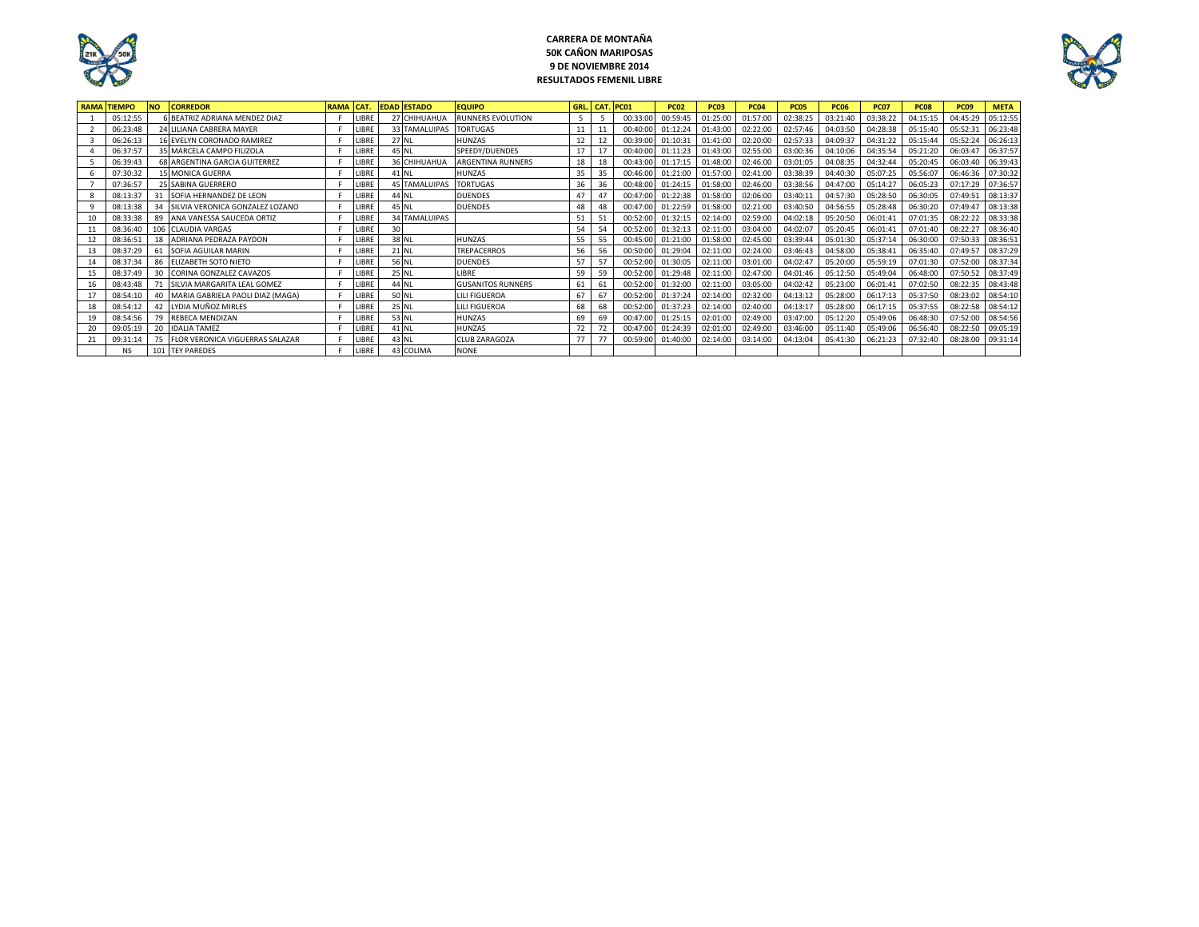**CARRERA DE MONTAÑA**
**50K CAÑON MARIPOSAS**
**9 DE NOVIEMBRE 2014**
**RESULTADOS FEMENIL LIBRE**

| RAMA | TIEMPO | NO | CORREDOR | RAMA | CAT. | EDAD | ESTADO | EQUIPO | GRL. | CAT. | PC01 | PC02 | PC03 | PC04 | PC05 | PC06 | PC07 | PC08 | PC09 | META |
|---|---|---|---|---|---|---|---|---|---|---|---|---|---|---|---|---|---|---|---|---|
| 1 | 05:12:55 | 6 | BEATRIZ ADRIANA MENDEZ DIAZ | F | LIBRE | 27 | CHIHUAHUA | RUNNERS EVOLUTION | 5 | 5 | 00:33:00 | 00:59:45 | 01:25:00 | 01:57:00 | 02:38:25 | 03:21:40 | 03:38:22 | 04:15:15 | 04:45:29 | 05:12:55 |
| 2 | 06:23:48 | 24 | LILIANA CABRERA MAYER | F | LIBRE | 33 | TAMALUIPAS | TORTUGAS | 11 | 11 | 00:40:00 | 01:12:24 | 01:43:00 | 02:22:00 | 02:57:46 | 04:03:50 | 04:28:38 | 05:15:40 | 05:52:31 | 06:23:48 |
| 3 | 06:26:13 | 16 | EVELYN CORONADO RAMIREZ | F | LIBRE | 27 | NL | HUNZAS | 12 | 12 | 00:39:00 | 01:10:31 | 01:41:00 | 02:20:00 | 02:57:33 | 04:09:37 | 04:31:22 | 05:15:44 | 05:52:24 | 06:26:13 |
| 4 | 06:37:57 | 35 | MARCELA CAMPO FILIZOLA | F | LIBRE | 45 | NL | SPEEDY/DUENDES | 17 | 17 | 00:40:00 | 01:11:23 | 01:43:00 | 02:55:00 | 03:00:36 | 04:10:06 | 04:35:54 | 05:21:20 | 06:03:47 | 06:37:57 |
| 5 | 06:39:43 | 68 | ARGENTINA GARCIA GUITERREZ | F | LIBRE | 36 | CHIHUAHUA | ARGENTINA RUNNERS | 18 | 18 | 00:43:00 | 01:17:15 | 01:48:00 | 02:46:00 | 03:01:05 | 04:08:35 | 04:32:44 | 05:20:45 | 06:03:40 | 06:39:43 |
| 6 | 07:30:32 | 15 | MONICA GUERRA | F | LIBRE | 41 | NL | HUNZAS | 35 | 35 | 00:46:00 | 01:21:00 | 01:57:00 | 02:41:00 | 03:38:39 | 04:40:30 | 05:07:25 | 05:56:07 | 06:46:36 | 07:30:32 |
| 7 | 07:36:57 | 25 | SABINA GUERRERO | F | LIBRE | 45 | TAMALUIPAS | TORTUGAS | 36 | 36 | 00:48:00 | 01:24:15 | 01:58:00 | 02:46:00 | 03:38:56 | 04:47:00 | 05:14:27 | 06:05:23 | 07:17:29 | 07:36:57 |
| 8 | 08:13:37 | 31 | SOFIA HERNANDEZ DE LEON | F | LIBRE | 44 | NL | DUENDES | 47 | 47 | 00:47:00 | 01:22:38 | 01:58:00 | 02:06:00 | 03:40:11 | 04:57:30 | 05:28:50 | 06:30:05 | 07:49:51 | 08:13:37 |
| 9 | 08:13:38 | 34 | SILVIA VERONICA GONZALEZ LOZANO | F | LIBRE | 45 | NL | DUENDES | 48 | 48 | 00:47:00 | 01:22:59 | 01:58:00 | 02:21:00 | 03:40:50 | 04:56:55 | 05:28:48 | 06:30:20 | 07:49:47 | 08:13:38 |
| 10 | 08:33:38 | 89 | ANA VANESSA SAUCEDA ORTIZ | F | LIBRE | 34 | TAMALUIPAS | | 51 | 51 | 00:52:00 | 01:32:15 | 02:14:00 | 02:59:00 | 04:02:18 | 05:20:50 | 06:01:41 | 07:01:35 | 08:22:22 | 08:33:38 |
| 11 | 08:36:40 | 106 | CLAUDIA VARGAS | F | LIBRE | 30 | | | 54 | 54 | 00:52:00 | 01:32:13 | 02:11:00 | 03:04:00 | 04:02:07 | 05:20:45 | 06:01:41 | 07:01:40 | 08:22:27 | 08:36:40 |
| 12 | 08:36:51 | 18 | ADRIANA PEDRAZA PAYDON | F | LIBRE | 38 | NL | HUNZAS | 55 | 55 | 00:45:00 | 01:21:00 | 01:58:00 | 02:45:00 | 03:39:44 | 05:01:30 | 05:37:14 | 06:30:00 | 07:50:33 | 08:36:51 |
| 13 | 08:37:29 | 61 | SOFIA AGUILAR MARIN | F | LIBRE | 21 | NL | TREPACERROS | 56 | 56 | 00:50:00 | 01:29:04 | 02:11:00 | 02:24:00 | 03:46:43 | 04:58:00 | 05:38:41 | 06:35:40 | 07:49:57 | 08:37:29 |
| 14 | 08:37:34 | 86 | ELIZABETH SOTO NIETO | F | LIBRE | 56 | NL | DUENDES | 57 | 57 | 00:52:00 | 01:30:05 | 02:11:00 | 03:01:00 | 04:02:47 | 05:20:00 | 05:59:19 | 07:01:30 | 07:52:00 | 08:37:34 |
| 15 | 08:37:49 | 30 | CORINA GONZALEZ CAVAZOS | F | LIBRE | 25 | NL | LIBRE | 59 | 59 | 00:52:00 | 01:29:48 | 02:11:00 | 02:47:00 | 04:01:46 | 05:12:50 | 05:49:04 | 06:48:00 | 07:50:52 | 08:37:49 |
| 16 | 08:43:48 | 71 | SILVIA MARGARITA LEAL GOMEZ | F | LIBRE | 44 | NL | GUSANITOS RUNNERS | 61 | 61 | 00:52:00 | 01:32:00 | 02:11:00 | 03:05:00 | 04:02:42 | 05:23:00 | 06:01:41 | 07:02:50 | 08:22:35 | 08:43:48 |
| 17 | 08:54:10 | 40 | MARIA GABRIELA PAOLI DIAZ (MAGA) | F | LIBRE | 50 | NL | LILI FIGUEROA | 67 | 67 | 00:52:00 | 01:37:24 | 02:14:00 | 02:32:00 | 04:13:12 | 05:28:00 | 06:17:13 | 05:37:50 | 08:23:02 | 08:54:10 |
| 18 | 08:54:12 | 42 | LYDIA MUÑOZ MIRLES | F | LIBRE | 25 | NL | LILI FIGUEROA | 68 | 68 | 00:52:00 | 01:37:23 | 02:14:00 | 02:40:00 | 04:13:17 | 05:28:00 | 06:17:15 | 05:37:55 | 08:22:58 | 08:54:12 |
| 19 | 08:54:56 | 79 | REBECA MENDIZAN | F | LIBRE | 53 | NL | HUNZAS | 69 | 69 | 00:47:00 | 01:25:15 | 02:01:00 | 02:49:00 | 03:47:00 | 05:12:20 | 05:49:06 | 06:48:30 | 07:52:00 | 08:54:56 |
| 20 | 09:05:19 | 20 | IDALIA TAMEZ | F | LIBRE | 41 | NL | HUNZAS | 72 | 72 | 00:47:00 | 01:24:39 | 02:01:00 | 02:49:00 | 03:46:00 | 05:11:40 | 05:49:06 | 06:56:40 | 08:22:50 | 09:05:19 |
| 21 | 09:31:14 | 75 | FLOR VERONICA VIGUERRAS SALAZAR | F | LIBRE | 43 | NL | CLUB ZARAGOZA | 77 | 77 | 00:59:00 | 01:40:00 | 02:14:00 | 03:14:00 | 04:13:04 | 05:41:30 | 06:21:23 | 07:32:40 | 08:28:00 | 09:31:14 |
| | NS | 101 | TEY PAREDES | F | LIBRE | 43 | COLIMA | NONE | | | | | | | | | | | | |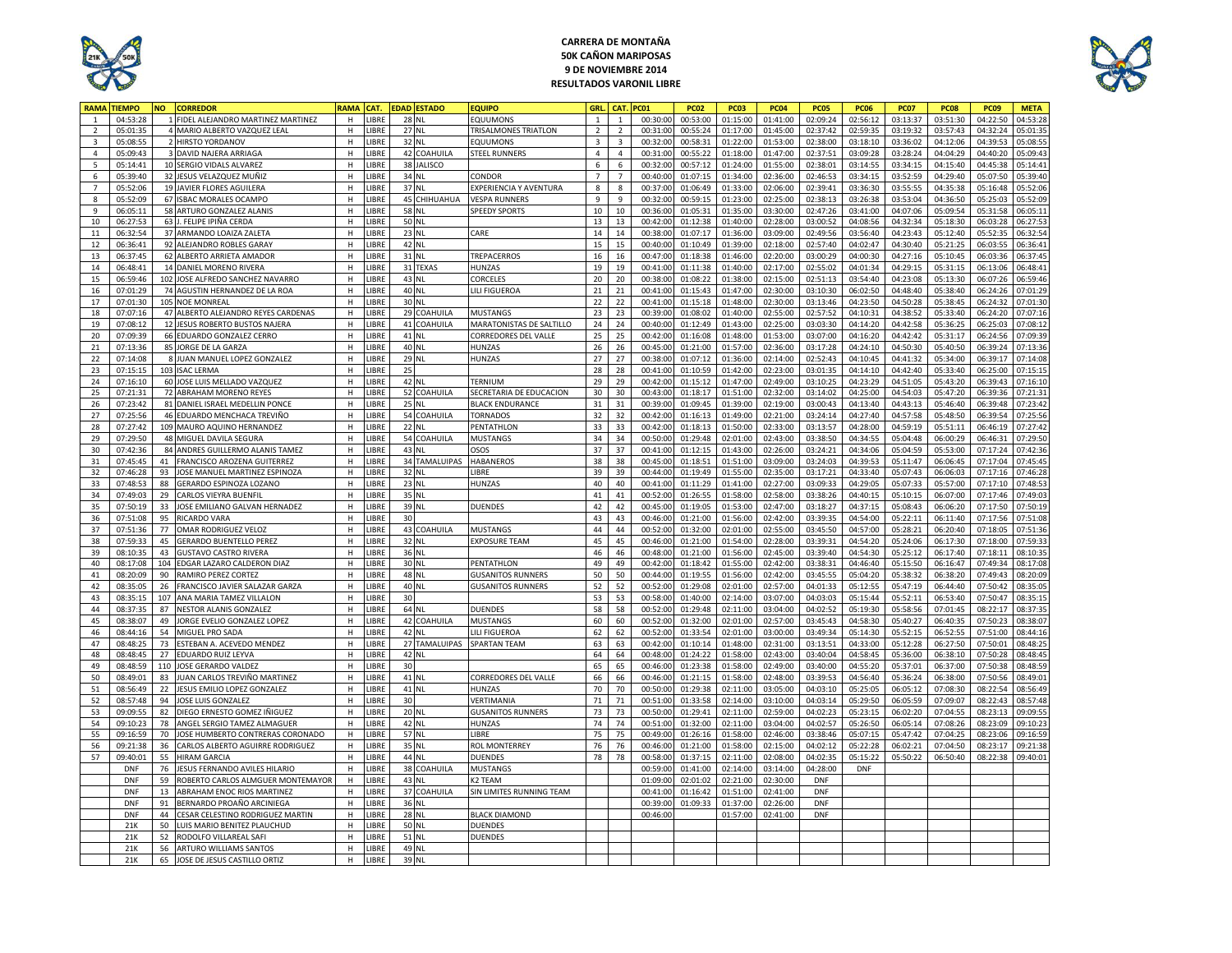# CARRERA DE MONTAÑA
## 50K CAÑON MARIPOSAS
### 9 DE NOVIEMBRE 2014
### RESULTADOS VARONIL LIBRE

| RAMA | TIEMPO | NO | CORREDOR | RAMA | CAT. | EDAD | ESTADO | EQUIPO | GRL. | CAT. | PC01 | PC02 | PC03 | PC04 | PC05 | PC06 | PC07 | PC08 | PC09 | META |
|---|---|---|---|---|---|---|---|---|---|---|---|---|---|---|---|---|---|---|---|---|
| 1 | 04:53:28 | 1 | FIDEL ALEJANDRO MARTINEZ MARTINEZ | H | LIBRE | 28 | NL | EQUUMONS | 1 | 1 | 00:30:00 | 00:53:00 | 01:15:00 | 01:41:00 | 02:09:24 | 02:56:12 | 03:13:37 | 03:51:30 | 04:22:50 | 04:53:28 |
| 2 | 05:01:35 | 4 | MARIO ALBERTO VAZQUEZ LEAL | H | LIBRE | 27 | NL | TRISALMONES TRIATLON | 2 | 2 | 00:31:00 | 00:55:24 | 01:17:00 | 01:45:00 | 02:37:42 | 02:59:35 | 03:19:32 | 03:57:43 | 04:32:24 | 05:01:35 |
| 3 | 05:08:55 | 2 | HIRSTO YORDANOV | H | LIBRE | 32 | NL | EQUUMONS | 3 | 3 | 00:32:00 | 00:58:31 | 01:22:00 | 01:53:00 | 02:38:00 | 03:18:10 | 03:36:02 | 04:12:06 | 04:39:53 | 05:08:55 |
| 4 | 05:09:43 | 3 | DAVID NAJERA ARRIAGA | H | LIBRE | 42 | COAHUILA | STEEL RUNNERS | 4 | 4 | 00:31:00 | 00:55:22 | 01:18:00 | 01:47:00 | 02:37:51 | 03:09:28 | 03:28:24 | 04:04:29 | 04:40:20 | 05:09:43 |
| 5 | 05:14:41 | 10 | SERGIO VIDALS ALVAREZ | H | LIBRE | 38 | JALISCO | | 6 | 6 | 00:32:00 | 00:57:12 | 01:24:00 | 01:55:00 | 02:38:01 | 03:14:55 | 03:34:15 | 04:15:40 | 04:45:38 | 05:14:41 |
| 6 | 05:39:40 | 32 | JESUS VELAZQUEZ MUÑIZ | H | LIBRE | 34 | NL | CONDOR | 7 | 7 | 00:40:00 | 01:07:15 | 01:34:00 | 02:36:00 | 02:46:53 | 03:34:15 | 03:52:59 | 04:29:40 | 05:07:50 | 05:39:40 |
| 7 | 05:52:06 | 19 | JAVIER FLORES AGUILERA | H | LIBRE | 37 | NL | EXPERIENCIA Y AVENTURA | 8 | 8 | 00:37:00 | 01:06:49 | 01:33:00 | 02:06:00 | 02:39:41 | 03:36:30 | 03:55:55 | 04:35:38 | 05:16:48 | 05:52:06 |
| 8 | 05:52:09 | 67 | ISBAC MORALES OCAMPO | H | LIBRE | 45 | CHIHUAHUA | VESPA RUNNERS | 9 | 9 | 00:32:00 | 00:59:15 | 01:23:00 | 02:25:00 | 02:38:13 | 03:26:38 | 03:53:04 | 04:36:50 | 05:25:03 | 05:52:09 |
| 9 | 06:05:11 | 58 | ARTURO GONZALEZ ALANIS | H | LIBRE | 58 | NL | SPEEDY SPORTS | 10 | 10 | 00:36:00 | 01:05:31 | 01:35:00 | 03:30:00 | 02:47:26 | 03:41:00 | 04:07:06 | 05:09:54 | 05:31:58 | 06:05:11 |
| 10 | 06:27:53 | 63 | J. FELIPE IPIÑA CERDA | H | LIBRE | 50 | NL | | 13 | 13 | 00:42:00 | 01:12:38 | 01:40:00 | 02:28:00 | 03:00:52 | 04:08:56 | 04:32:34 | 05:18:30 | 06:03:28 | 06:27:53 |
| 11 | 06:32:54 | 37 | ARMANDO LOAIZA ZALETA | H | LIBRE | 23 | NL | CARE | 14 | 14 | 00:38:00 | 01:07:17 | 01:36:00 | 03:09:00 | 02:49:56 | 03:56:40 | 04:23:43 | 05:12:40 | 05:52:35 | 06:32:54 |
| 12 | 06:36:41 | 92 | ALEJANDRO ROBLES GARAY | H | LIBRE | 42 | NL | | 15 | 15 | 00:40:00 | 01:10:49 | 01:39:00 | 02:18:00 | 02:57:40 | 04:02:47 | 04:30:40 | 05:21:25 | 06:03:55 | 06:36:41 |
| 13 | 06:37:45 | 62 | ALBERTO ARRIETA AMADOR | H | LIBRE | 31 | NL | TREPACERROS | 16 | 16 | 00:47:00 | 01:18:38 | 01:46:00 | 02:20:00 | 03:00:29 | 04:00:30 | 04:27:16 | 05:10:45 | 06:03:36 | 06:37:45 |
| 14 | 06:48:41 | 14 | DANIEL MORENO RIVERA | H | LIBRE | 31 | TEXAS | HUNZAS | 19 | 19 | 00:41:00 | 01:11:38 | 01:40:00 | 02:17:00 | 02:55:02 | 04:01:34 | 04:29:15 | 05:31:15 | 06:13:06 | 06:48:41 |
| 15 | 06:59:46 | 102 | JOSE ALFREDO SANCHEZ NAVARRO | H | LIBRE | 43 | NL | CORCELES | 20 | 20 | 00:38:00 | 01:08:22 | 01:38:00 | 02:15:00 | 02:51:13 | 03:54:40 | 04:23:08 | 05:13:30 | 06:07:26 | 06:59:46 |
| 16 | 07:01:29 | 74 | AGUSTIN HERNANDEZ DE LA ROA | H | LIBRE | 40 | NL | LILI FIGUEROA | 21 | 21 | 00:41:00 | 01:15:43 | 01:47:00 | 02:30:00 | 03:10:30 | 06:02:50 | 04:48:40 | 05:38:40 | 06:24:26 | 07:01:29 |
| 17 | 07:01:30 | 105 | NOE MONREAL | H | LIBRE | 30 | NL | | 22 | 22 | 00:41:00 | 01:15:18 | 01:48:00 | 02:30:00 | 03:13:46 | 04:23:50 | 04:50:28 | 05:38:45 | 06:24:32 | 07:01:30 |
| 18 | 07:07:16 | 47 | ALBERTO ALEJANDRO REYES CARDENAS | H | LIBRE | 29 | COAHUILA | MUSTANGS | 23 | 23 | 00:39:00 | 01:08:02 | 01:40:00 | 02:55:00 | 02:57:52 | 04:10:31 | 04:38:52 | 05:33:40 | 06:24:20 | 07:07:16 |
| 19 | 07:08:12 | 12 | JESUS ROBERTO BUSTOS NAJERA | H | LIBRE | 41 | COAHUILA | MARATONISTAS DE SALTILLO | 24 | 24 | 00:40:00 | 01:12:49 | 01:43:00 | 02:25:00 | 03:03:30 | 04:14:20 | 04:42:58 | 05:36:25 | 06:25:03 | 07:08:12 |
| 20 | 07:09:39 | 66 | EDUARDO GONZALEZ CERRO | H | LIBRE | 41 | NL | CORREDORES DEL VALLE | 25 | 25 | 00:42:00 | 01:16:08 | 01:48:00 | 01:53:00 | 03:07:00 | 04:16:20 | 04:42:42 | 05:31:17 | 06:24:56 | 07:09:39 |
| 21 | 07:13:36 | 85 | JORGE DE LA GARZA | H | LIBRE | 40 | NL | HUNZAS | 26 | 26 | 00:45:00 | 01:21:00 | 01:57:00 | 02:36:00 | 03:17:28 | 04:24:10 | 04:50:30 | 05:40:50 | 06:39:24 | 07:13:36 |
| 22 | 07:14:08 | 8 | JUAN MANUEL LOPEZ GONZALEZ | H | LIBRE | 29 | NL | HUNZAS | 27 | 27 | 00:38:00 | 01:07:12 | 01:36:00 | 02:14:00 | 02:52:43 | 04:10:45 | 04:41:32 | 05:34:00 | 06:39:17 | 07:14:08 |
| 23 | 07:15:15 | 103 | ISAC LERMA | H | LIBRE | 25 | | | 28 | 28 | 00:41:00 | 01:10:59 | 01:42:00 | 02:23:00 | 03:01:35 | 04:14:10 | 04:42:40 | 05:33:40 | 06:25:00 | 07:15:15 |
| 24 | 07:16:10 | 60 | JOSE LUIS MELLADO VAZQUEZ | H | LIBRE | 42 | NL | TERNIUM | 29 | 29 | 00:42:00 | 01:15:12 | 01:47:00 | 02:49:00 | 03:10:25 | 04:23:29 | 04:51:05 | 05:43:20 | 06:39:43 | 07:16:10 |
| 25 | 07:21:31 | 72 | ABRAHAM MORENO REYES | H | LIBRE | 52 | COAHUILA | SECRETARIA DE EDUCACION | 30 | 30 | 00:43:00 | 01:18:17 | 01:51:00 | 02:32:00 | 03:14:02 | 04:25:00 | 04:54:03 | 05:47:20 | 06:39:36 | 07:21:31 |
| 26 | 07:23:42 | 81 | DANIEL ISRAEL MEDELLIN PONCE | H | LIBRE | 25 | NL | BLACK ENDURANCE | 31 | 31 | 00:39:00 | 01:09:45 | 01:39:00 | 02:19:00 | 03:00:43 | 04:13:40 | 04:43:13 | 05:46:40 | 06:39:48 | 07:23:42 |
| 27 | 07:25:56 | 46 | EDUARDO MENCHACA TREVIÑO | H | LIBRE | 54 | COAHUILA | TORNADOS | 32 | 32 | 00:42:00 | 01:16:13 | 01:49:00 | 02:21:00 | 03:24:14 | 04:27:40 | 04:57:58 | 05:48:50 | 06:39:54 | 07:25:56 |
| 28 | 07:27:42 | 109 | MAURO AQUINO HERNANDEZ | H | LIBRE | 22 | NL | PENTATHLON | 33 | 33 | 00:42:00 | 01:18:13 | 01:50:00 | 02:33:00 | 03:13:57 | 04:28:00 | 04:59:19 | 05:51:11 | 06:46:19 | 07:27:42 |
| 29 | 07:29:50 | 48 | MIGUEL DAVILA SEGURA | H | LIBRE | 54 | COAHUILA | MUSTANGS | 34 | 34 | 00:50:00 | 01:29:48 | 02:01:00 | 02:43:00 | 03:38:50 | 04:34:55 | 05:04:48 | 06:00:29 | 06:46:31 | 07:29:50 |
| 30 | 07:42:36 | 84 | ANDRES GUILLERMO ALANIS TAMEZ | H | LIBRE | 43 | NL | OSOS | 37 | 37 | 00:41:00 | 01:12:15 | 01:43:00 | 02:26:00 | 03:24:21 | 04:34:06 | 05:04:59 | 05:53:00 | 07:17:24 | 07:42:36 |
| 31 | 07:45:45 | 41 | FRANCISCO AROZENA GUITERREZ | H | LIBRE | 34 | TAMAULIPAS | HABANEROS | 38 | 38 | 00:45:00 | 01:18:51 | 01:51:00 | 03:09:00 | 03:24:03 | 04:39:53 | 05:11:47 | 06:06:45 | 07:17:04 | 07:45:45 |
| 32 | 07:46:28 | 93 | JOSE MANUEL MARTINEZ ESPINOZA | H | LIBRE | 32 | NL | LIBRE | 39 | 39 | 00:44:00 | 01:19:49 | 01:55:00 | 02:35:00 | 03:17:21 | 04:33:40 | 05:07:43 | 06:06:03 | 07:17:16 | 07:46:28 |
| 33 | 07:48:53 | 88 | GERARDO ESPINOZA LOZANO | H | LIBRE | 23 | NL | HUNZAS | 40 | 40 | 00:41:00 | 01:11:29 | 01:41:00 | 02:27:00 | 03:09:33 | 04:29:05 | 05:07:33 | 05:57:00 | 07:17:10 | 07:48:53 |
| 34 | 07:49:03 | 29 | CARLOS VIEYRA BUENFIL | H | LIBRE | 35 | NL | | 41 | 41 | 00:52:00 | 01:26:55 | 01:58:00 | 02:58:00 | 03:38:26 | 04:40:15 | 05:10:15 | 06:07:00 | 07:17:46 | 07:49:03 |
| 35 | 07:50:19 | 33 | JOSE EMILIANO GALVAN HERNADEZ | H | LIBRE | 39 | NL | DUENDES | 42 | 42 | 00:45:00 | 01:19:05 | 01:53:00 | 02:47:00 | 03:18:27 | 04:37:15 | 05:08:43 | 06:06:20 | 07:17:50 | 07:50:19 |
| 36 | 07:51:08 | 95 | RICARDO VARA | H | LIBRE | 30 | | | 43 | 43 | 00:46:00 | 01:21:00 | 01:56:00 | 02:42:00 | 03:39:35 | 04:54:00 | 05:22:11 | 06:11:40 | 07:17:56 | 07:51:08 |
| 37 | 07:51:36 | 77 | OMAR RODRIGUEZ VELOZ | H | LIBRE | 43 | COAHUILA | MUSTANGS | 44 | 44 | 00:52:00 | 01:32:00 | 02:01:00 | 02:55:00 | 03:45:50 | 04:57:00 | 05:28:21 | 06:20:40 | 07:18:05 | 07:51:36 |
| 38 | 07:59:33 | 45 | GERARDO BUENTELLO PEREZ | H | LIBRE | 32 | NL | EXPOSURE TEAM | 45 | 45 | 00:46:00 | 01:21:00 | 01:54:00 | 02:28:00 | 03:39:31 | 04:54:20 | 05:24:06 | 06:17:30 | 07:18:00 | 07:59:33 |
| 39 | 08:10:35 | 43 | GUSTAVO CASTRO RIVERA | H | LIBRE | 36 | NL | | 46 | 46 | 00:48:00 | 01:21:00 | 01:56:00 | 02:45:00 | 03:39:40 | 04:54:30 | 05:25:12 | 06:17:40 | 07:18:11 | 08:10:35 |
| 40 | 08:17:08 | 104 | EDGAR LAZARO CALDERON DIAZ | H | LIBRE | 30 | NL | PENTATHLON | 49 | 49 | 00:42:00 | 01:18:42 | 01:55:00 | 02:42:00 | 03:38:31 | 04:46:40 | 05:15:50 | 06:16:47 | 07:49:34 | 08:17:08 |
| 41 | 08:20:09 | 90 | RAMIRO PEREZ CORTEZ | H | LIBRE | 48 | NL | GUSANITOS RUNNERS | 50 | 50 | 00:44:00 | 01:19:55 | 01:56:00 | 02:42:00 | 03:45:55 | 05:04:20 | 05:38:32 | 06:38:20 | 07:49:43 | 08:20:09 |
| 42 | 08:35:05 | 26 | FRANCISCO JAVIER SALAZAR GARZA | H | LIBRE | 40 | NL | GUSANITOS RUNNERS | 52 | 52 | 00:52:00 | 01:29:08 | 02:01:00 | 02:57:00 | 04:01:33 | 05:12:55 | 05:47:19 | 06:44:40 | 07:50:42 | 08:35:05 |
| 43 | 08:35:15 | 107 | ANA MARIA TAMEZ VILLALON | H | LIBRE | 30 | | | 53 | 53 | 00:58:00 | 01:40:00 | 02:14:00 | 03:07:00 | 04:03:03 | 05:15:44 | 05:52:11 | 06:53:40 | 07:50:47 | 08:35:15 |
| 44 | 08:37:35 | 87 | NESTOR ALANIS GONZALEZ | H | LIBRE | 64 | NL | DUENDES | 58 | 58 | 00:52:00 | 01:29:48 | 02:11:00 | 03:04:00 | 04:02:52 | 05:19:30 | 05:58:56 | 07:01:45 | 08:22:17 | 08:37:35 |
| 45 | 08:38:07 | 49 | JORGE EVELIO GONZALEZ LOPEZ | H | LIBRE | 42 | COAHUILA | MUSTANGS | 60 | 60 | 00:52:00 | 01:32:00 | 02:01:00 | 02:57:00 | 03:45:43 | 04:58:30 | 05:40:27 | 06:40:35 | 07:50:23 | 08:38:07 |
| 46 | 08:44:16 | 54 | MIGUEL PRO SADA | H | LIBRE | 42 | NL | LILI FIGUEROA | 62 | 62 | 00:52:00 | 01:33:54 | 02:01:00 | 03:00:00 | 03:49:34 | 05:14:30 | 05:52:15 | 06:52:55 | 07:51:00 | 08:44:16 |
| 47 | 08:48:25 | 73 | ESTEBAN A. ACEVEDO MENDEZ | H | LIBRE | 27 | TAMALUPIAS | SPARTAN TEAM | 63 | 63 | 00:42:00 | 01:10:14 | 01:48:00 | 02:31:00 | 03:13:51 | 04:33:00 | 05:12:28 | 06:27:50 | 07:50:01 | 08:48:25 |
| 48 | 08:48:45 | 27 | EDUARDO RUIZ LEYVA | H | LIBRE | 42 | NL | | 64 | 64 | 00:48:00 | 01:24:22 | 01:58:00 | 02:43:00 | 03:40:04 | 04:58:45 | 05:36:00 | 06:38:10 | 07:50:28 | 08:48:45 |
| 49 | 08:48:59 | 110 | JOSE GERARDO VALDEZ | H | LIBRE | 30 | | | 65 | 65 | 00:46:00 | 01:23:38 | 01:58:00 | 02:49:00 | 03:40:00 | 04:55:20 | 05:37:01 | 06:37:00 | 07:50:38 | 08:48:59 |
| 50 | 08:49:01 | 83 | JUAN CARLOS TREVIÑO MARTINEZ | H | LIBRE | 41 | NL | CORREDORES DEL VALLE | 66 | 66 | 00:46:00 | 01:21:15 | 01:58:00 | 02:48:00 | 03:39:53 | 04:56:40 | 05:36:24 | 06:38:00 | 07:50:56 | 08:49:01 |
| 51 | 08:56:49 | 22 | JESUS EMILIO LOPEZ GONZALEZ | H | LIBRE | 41 | NL | HUNZAS | 70 | 70 | 00:50:00 | 01:29:38 | 02:11:00 | 03:05:00 | 04:03:10 | 05:25:05 | 06:05:12 | 07:08:30 | 08:22:54 | 08:56:49 |
| 52 | 08:57:48 | 94 | JOSE LUIS GONZALEZ | H | LIBRE | 30 | | VERTIMANIA | 71 | 71 | 00:51:00 | 01:33:58 | 02:14:00 | 03:10:00 | 04:03:14 | 05:29:50 | 06:05:59 | 07:09:07 | 08:22:43 | 08:57:48 |
| 53 | 09:09:55 | 82 | DIEGO ERNESTO GOMEZ IÑIGUEZ | H | LIBRE | 20 | NL | GUSANITOS RUNNERS | 73 | 73 | 00:50:00 | 01:29:41 | 02:11:00 | 02:59:00 | 04:02:23 | 05:23:15 | 06:02:20 | 07:04:55 | 08:23:13 | 09:09:55 |
| 54 | 09:10:23 | 78 | ANGEL SERGIO TAMEZ ALMAGUER | H | LIBRE | 42 | NL | HUNZAS | 74 | 74 | 00:51:00 | 01:32:00 | 02:11:00 | 03:04:00 | 04:02:57 | 05:26:50 | 06:05:14 | 07:08:26 | 08:23:09 | 09:10:23 |
| 55 | 09:16:59 | 70 | JOSE HUMBERTO CONTRERAS CORONADO | H | LIBRE | 57 | NL | LIBRE | 75 | 75 | 00:49:00 | 01:26:16 | 01:58:00 | 02:46:00 | 03:38:46 | 05:07:15 | 05:47:42 | 07:04:25 | 08:23:06 | 09:16:59 |
| 56 | 09:21:38 | 36 | CARLOS ALBERTO AGUIRRE RODRIGUEZ | H | LIBRE | 35 | NL | ROL MONTERREY | 76 | 76 | 00:46:00 | 01:21:00 | 01:58:00 | 02:15:00 | 04:02:12 | 05:22:28 | 06:02:21 | 07:04:50 | 08:23:17 | 09:21:38 |
| 57 | 09:40:01 | 55 | HIRAM GARCIA | H | LIBRE | 44 | NL | DUENDES | 78 | 78 | 00:58:00 | 01:37:15 | 02:11:00 | 02:08:00 | 04:02:35 | 05:15:22 | 05:50:22 | 06:50:40 | 08:22:38 | 09:40:01 |
| | DNF | 76 | JESUS FERNANDO AVILES HILARIO | H | LIBRE | 38 | COAHUILA | MUSTANGS | | | 00:59:00 | 01:41:00 | 02:14:00 | 03:14:00 | 04:28:00 | DNF | | | | |
| | DNF | 59 | ROBERTO CARLOS ALMGUER MONTEMAYOR | H | LIBRE | 43 | NL | K2 TEAM | | | 01:09:00 | 02:01:02 | 02:21:00 | 02:30:00 | DNF | | | | | |
| | DNF | 13 | ABRAHAM ENOC RIOS MARTINEZ | H | LIBRE | 37 | COAHUILA | SIN LIMITES RUNNING TEAM | | | 00:41:00 | 01:16:42 | 01:51:00 | 02:41:00 | DNF | | | | | |
| | DNF | 91 | BERNARDO PROAÑO ARCINIEGA | H | LIBRE | 36 | NL | | | | 00:39:00 | 01:09:33 | 01:37:00 | 02:26:00 | DNF | | | | | |
| | DNF | 44 | CESAR CELESTINO RODRIGUEZ MARTIN | H | LIBRE | 28 | NL | BLACK DIAMOND | | | 00:46:00 | | 01:57:00 | 02:41:00 | DNF | | | | | |
| | 21K | 50 | LUIS MARIO BENITEZ PLAUCHUD | H | LIBRE | 50 | NL | DUENDES | | | | | | | | | | | | |
| | 21K | 52 | RODOLFO VILLAREAL SAFI | H | LIBRE | 51 | NL | DUENDES | | | | | | | | | | | | |
| | 21K | 56 | ARTURO WILLIAMS SANTOS | H | LIBRE | 49 | NL | | | | | | | | | | | | | |
| | 21K | 65 | JOSE DE JESUS CASTILLO ORTIZ | H | LIBRE | 39 | NL | | | | | | | | | | | | | |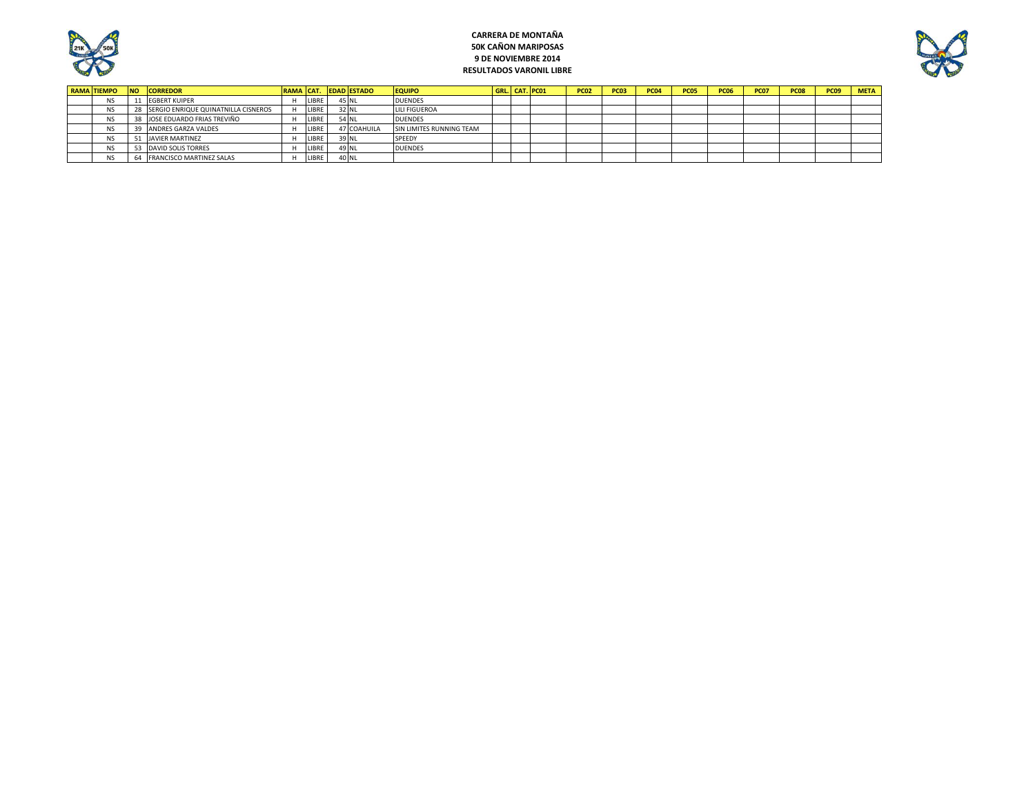**CARRERA DE MONTAÑA**
**50K CAÑON MARIPOSAS**
**9 DE NOVIEMBRE 2014**
**RESULTADOS VARONIL LIBRE**

| RAMA | TIEMPO | NO | CORREDOR | RAMA | CAT. | EDAD | ESTADO | EQUIPO | GRL. | CAT. | PC01 | PC02 | PC03 | PC04 | PC05 | PC06 | PC07 | PC08 | PC09 | META |
|---|---|---|---|---|---|---|---|---|---|---|---|---|---|---|---|---|---|---|---|---|
| | NS | 11 | EGBERT KUIPER | H | LIBRE | 45 | NL | DUENDES | | | | | | | | | | | | |
| | NS | 28 | SERGIO ENRIQUE QUINATNILLA CISNEROS | H | LIBRE | 32 | NL | LILI FIGUEROA | | | | | | | | | | | | |
| | NS | 38 | JOSE EDUARDO FRIAS TREVIÑO | H | LIBRE | 54 | NL | DUENDES | | | | | | | | | | | | |
| | NS | 39 | ANDRES GARZA VALDES | H | LIBRE | 47 | COAHUILA | SIN LIMITES RUNNING TEAM | | | | | | | | | | | | |
| | NS | 51 | JAVIER MARTINEZ | H | LIBRE | 39 | NL | SPEEDY | | | | | | | | | | | | |
| | NS | 53 | DAVID SOLIS TORRES | H | LIBRE | 49 | NL | DUENDES | | | | | | | | | | | | |
| | NS | 64 | FRANCISCO MARTINEZ SALAS | H | LIBRE | 40 | NL | | | | | | | | | | | | | |